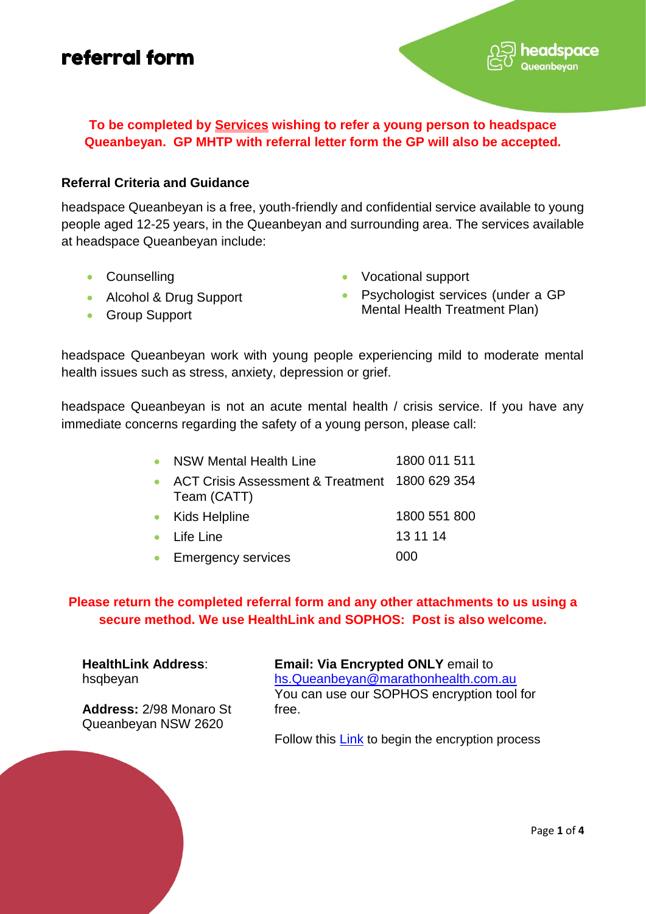# referral form

headspace Queanbeyan

**To be completed by <u>Services</u> wishing to refer a young person to headspace Queanbeyan. GP MHTP with referral letter form the GP will also be accepted.**

### Referral Criteria and Guidance

headspace Queanbeyan is a free, youth-friendly and confidential service available to young people aged 12-25 years, in the Queanbeyan and surrounding area. The services available at headspace Queanbeyan include:

- Counselling
- Alcohol & Drug Support
- Group Support
- Vocational support
- Psychologist services (under a GP Mental Health Treatment Plan)

headspace Queanbeyan work with young people experiencing mild to moderate mental health issues such as stress, anxiety, depression or grief.

headspace Queanbeyan is not an acute mental health / crisis service. If you have any immediate concerns regarding the safety of a young person, please call:

| | |
|---|---|
| NSW Mental Health Line | 1800 011 511 |
| ACT Crisis Assessment & Treatment Team (CATT) | 1800 629 354 |
| Kids Helpline | 1800 551 800 |
| Life Line | 13 11 14 |
| Emergency services | 000 |

**Please return the completed referral form and any other attachments to us using a secure method. We use HealthLink and SOPHOS: Post is also welcome.**

**HealthLink Address**: hsqbeyan

**Address:** 2/98 Monaro St Queanbeyan NSW 2620

**Email: Via Encrypted ONLY** email to [hs.Queanbeyan@marathonhealth.com.au](mailto:hs.Queanbeyan@marathonhealth.com.au)
You can use our SOPHOS encryption tool for free.

Follow this Link to begin the encryption process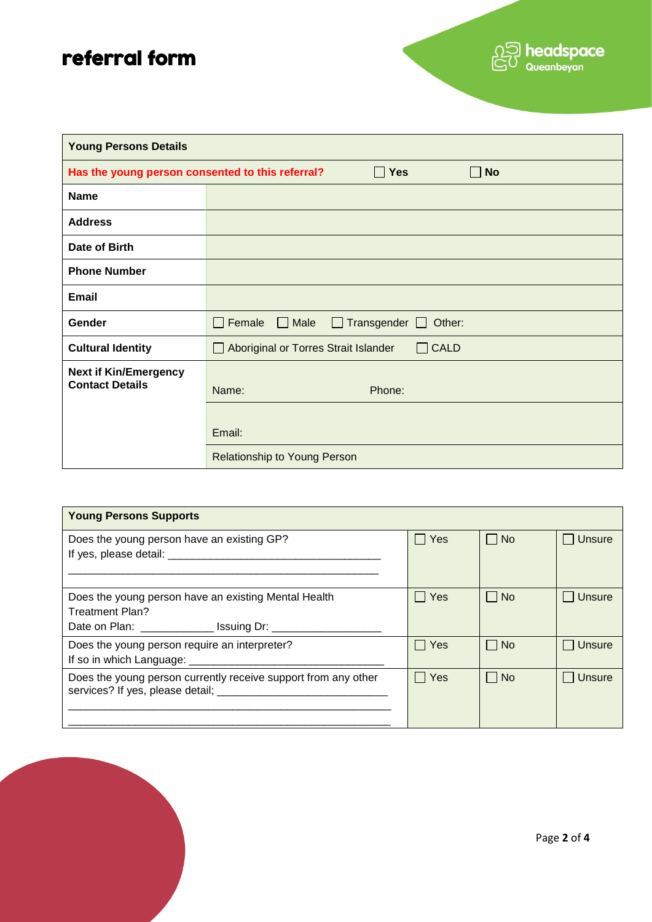# referral form

headspace Queanbeyan

| Young Persons Details | |
|---|---|
| **Has the young person consented to this referral?** | ☐ Yes ☐ No |
| **Name** | |
| **Address** | |
| **Date of Birth** | |
| **Phone Number** | |
| **Email** | |
| **Gender** | ☐ Female ☐ Male ☐ Transgender ☐ Other: |
| **Cultural Identity** | ☐ Aboriginal or Torres Strait Islander ☐ CALD |
| **Next if Kin/Emergency Contact Details** | Name: Phone: |
| | Email: |
| | Relationship to Young Person |

| Young Persons Supports | | | |
|---|---|---|---|
| Does the young person have an existing GP?<br>If yes, please detail: ___________________________________<br>___________________________________________________ | ☐ Yes | ☐ No | ☐ Unsure |
| Does the young person have an existing Mental Health Treatment Plan?<br>Date on Plan: ____________ Issuing Dr: __________________ | ☐ Yes | ☐ No | ☐ Unsure |
| Does the young person require an interpreter?<br>If so in which Language: _________________________________ | ☐ Yes | ☐ No | ☐ Unsure |
| Does the young person currently receive support from any other services? If yes, please detail; ____________________________<br>______________________________________________________<br>______________________________________________________ | ☐ Yes | ☐ No | ☐ Unsure |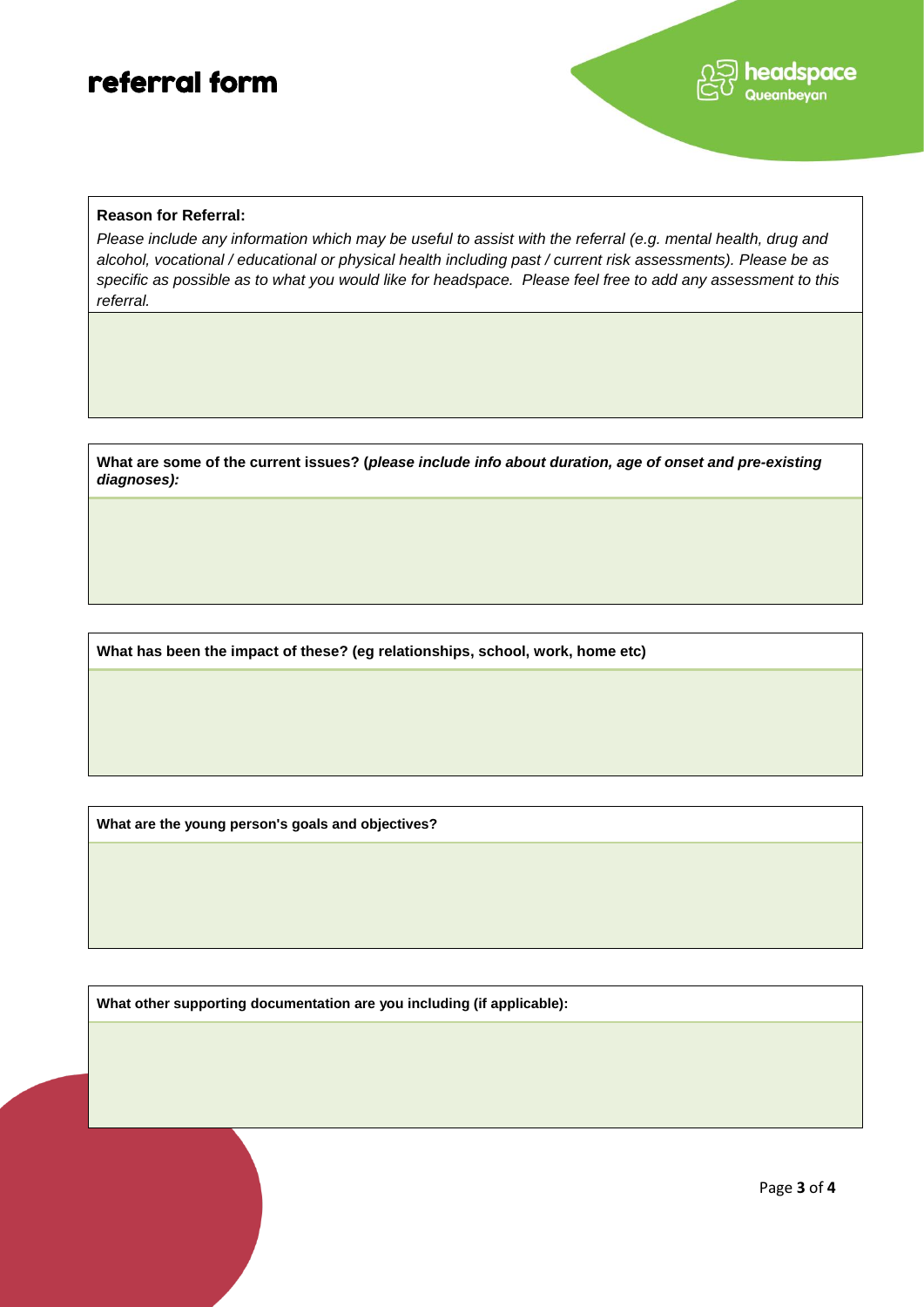# referral form

headspace Queanbeyan

**Reason for Referral:**

*Please include any information which may be useful to assist with the referral (e.g. mental health, drug and alcohol, vocational / educational or physical health including past / current risk assessments). Please be as specific as possible as to what you would like for headspace. Please feel free to add any assessment to this referral.*

**What are some of the current issues? (*please include info about duration, age of onset and pre-existing diagnoses):***

**What has been the impact of these? (eg relationships, school, work, home etc)**

**What are the young person's goals and objectives?**

**What other supporting documentation are you including (if applicable):**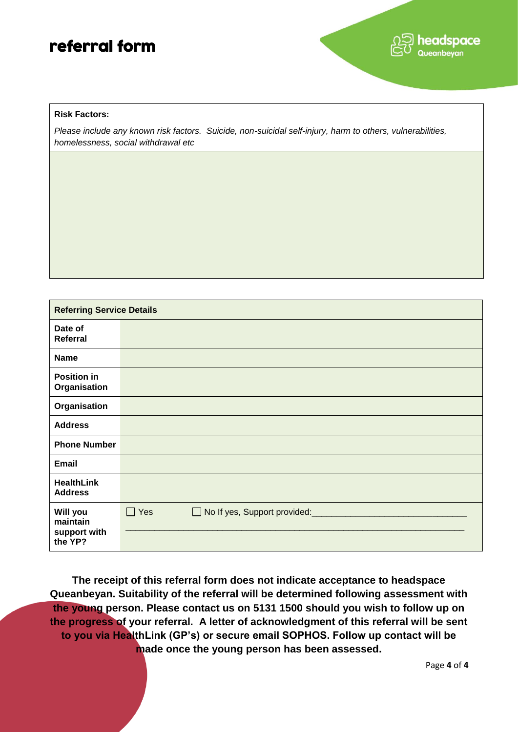# referral form

headspace Queanbeyan

| **Risk Factors:** |
| --- |
| *Please include any known risk factors. Suicide, non-suicidal self-injury, harm to others, vulnerabilities, homelessness, social withdrawal etc* |
| |

| **Referring Service Details** | |
| --- | --- |
| **Date of Referral** | |
| **Name** | |
| **Position in Organisation** | |
| **Organisation** | |
| **Address** | |
| **Phone Number** | |
| **Email** | |
| **HealthLink Address** | |
| **Will you maintain support with the YP?** | ☐ Yes ☐ No If yes, Support provided:_______________________________ ________________________________________________________________________ |

**The receipt of this referral form does not indicate acceptance to headspace Queanbeyan. Suitability of the referral will be determined following assessment with the young person. Please contact us on 5131 1500 should you wish to follow up on the progress of your referral. A letter of acknowledgment of this referral will be sent to you via HealthLink (GP's) or secure email SOPHOS. Follow up contact will be made once the young person has been assessed.**